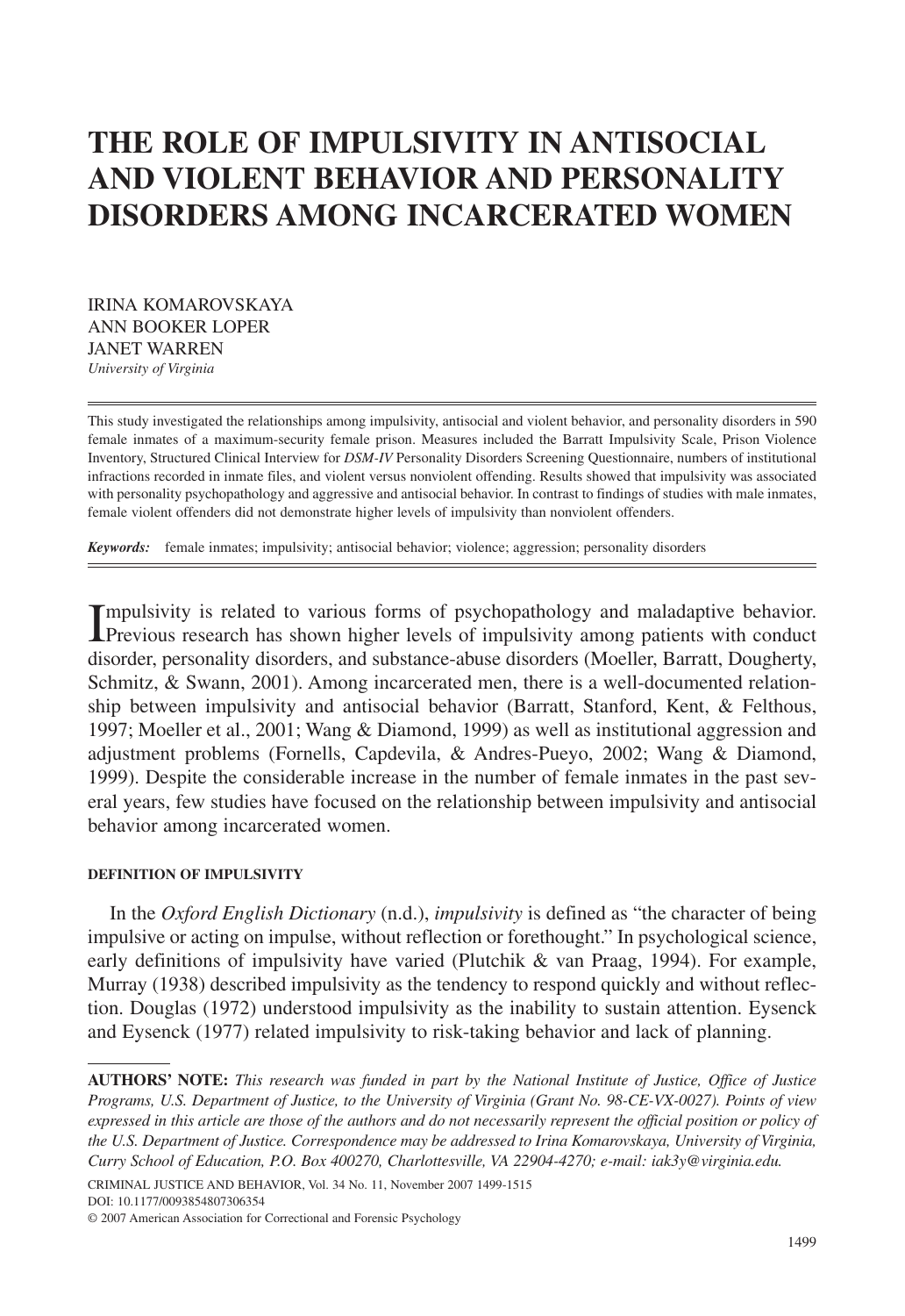# THE ROLE OF IMPULSIVITY IN ANTISOCIAL AND VIOLENT BEHAVIOR AND PERSONALITY DISORDERS AMONG INCARCERATED WOMEN

IRINA KOMAROVSKAYA
ANN BOOKER LOPER
JANET WARREN
*University of Virginia*

This study investigated the relationships among impulsivity, antisocial and violent behavior, and personality disorders in 590 female inmates of a maximum-security female prison. Measures included the Barratt Impulsivity Scale, Prison Violence Inventory, Structured Clinical Interview for *DSM-IV* Personality Disorders Screening Questionnaire, numbers of institutional infractions recorded in inmate files, and violent versus nonviolent offending. Results showed that impulsivity was associated with personality psychopathology and aggressive and antisocial behavior. In contrast to findings of studies with male inmates, female violent offenders did not demonstrate higher levels of impulsivity than nonviolent offenders.

***Keywords:*** female inmates; impulsivity; antisocial behavior; violence; aggression; personality disorders

Impulsivity is related to various forms of psychopathology and maladaptive behavior. Previous research has shown higher levels of impulsivity among patients with conduct disorder, personality disorders, and substance-abuse disorders (Moeller, Barratt, Dougherty, Schmitz, & Swann, 2001). Among incarcerated men, there is a well-documented relationship between impulsivity and antisocial behavior (Barratt, Stanford, Kent, & Felthous, 1997; Moeller et al., 2001; Wang & Diamond, 1999) as well as institutional aggression and adjustment problems (Fornells, Capdevila, & Andres-Pueyo, 2002; Wang & Diamond, 1999). Despite the considerable increase in the number of female inmates in the past several years, few studies have focused on the relationship between impulsivity and antisocial behavior among incarcerated women.

#### DEFINITION OF IMPULSIVITY

In the *Oxford English Dictionary* (n.d.), *impulsivity* is defined as "the character of being impulsive or acting on impulse, without reflection or forethought." In psychological science, early definitions of impulsivity have varied (Plutchik & van Praag, 1994). For example, Murray (1938) described impulsivity as the tendency to respond quickly and without reflection. Douglas (1972) understood impulsivity as the inability to sustain attention. Eysenck and Eysenck (1977) related impulsivity to risk-taking behavior and lack of planning.

---

**AUTHORS' NOTE:** *This research was funded in part by the National Institute of Justice, Office of Justice Programs, U.S. Department of Justice, to the University of Virginia (Grant No. 98-CE-VX-0027). Points of view expressed in this article are those of the authors and do not necessarily represent the official position or policy of the U.S. Department of Justice. Correspondence may be addressed to Irina Komarovskaya, University of Virginia, Curry School of Education, P.O. Box 400270, Charlottesville, VA 22904-4270; e-mail: iak3y@virginia.edu.*

CRIMINAL JUSTICE AND BEHAVIOR, Vol. 34 No. 11, November 2007 1499-1515
DOI: 10.1177/0093854807306354
© 2007 American Association for Correctional and Forensic Psychology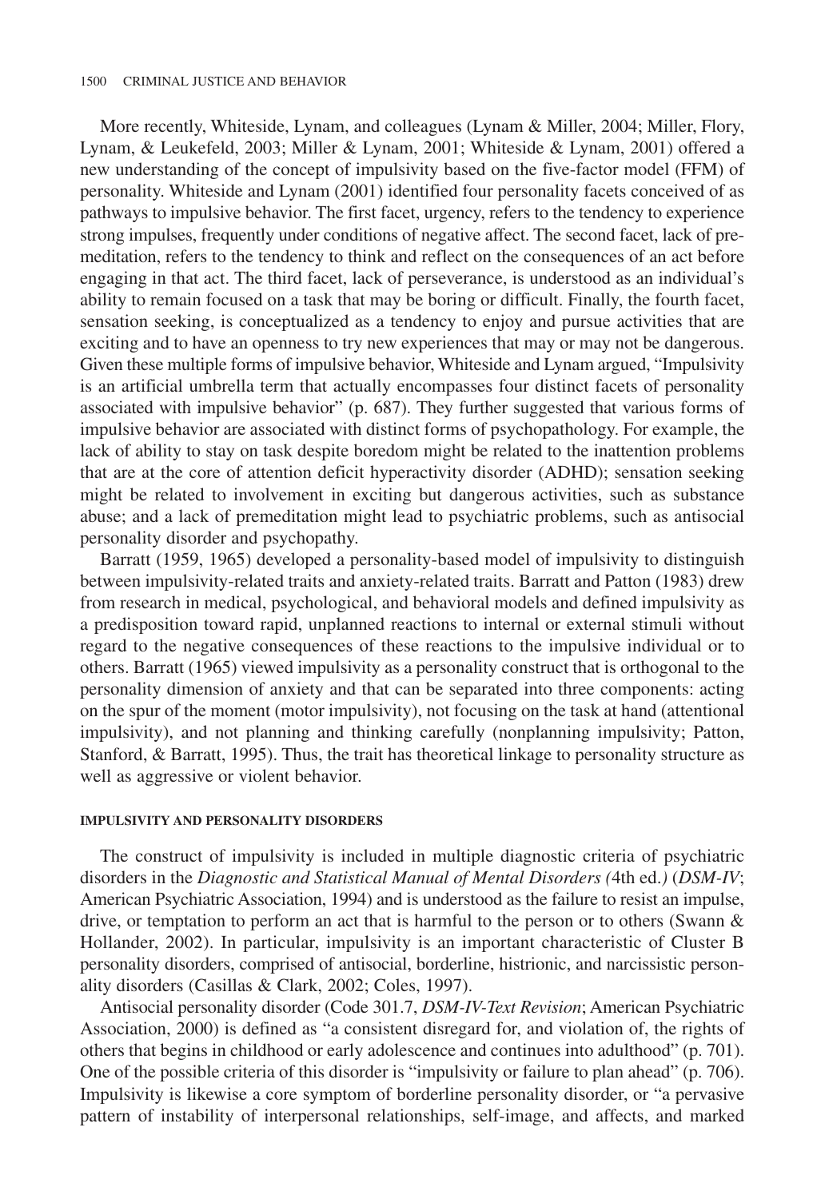More recently, Whiteside, Lynam, and colleagues (Lynam & Miller, 2004; Miller, Flory, Lynam, & Leukefeld, 2003; Miller & Lynam, 2001; Whiteside & Lynam, 2001) offered a new understanding of the concept of impulsivity based on the five-factor model (FFM) of personality. Whiteside and Lynam (2001) identified four personality facets conceived of as pathways to impulsive behavior. The first facet, urgency, refers to the tendency to experience strong impulses, frequently under conditions of negative affect. The second facet, lack of premeditation, refers to the tendency to think and reflect on the consequences of an act before engaging in that act. The third facet, lack of perseverance, is understood as an individual's ability to remain focused on a task that may be boring or difficult. Finally, the fourth facet, sensation seeking, is conceptualized as a tendency to enjoy and pursue activities that are exciting and to have an openness to try new experiences that may or may not be dangerous. Given these multiple forms of impulsive behavior, Whiteside and Lynam argued, "Impulsivity is an artificial umbrella term that actually encompasses four distinct facets of personality associated with impulsive behavior" (p. 687). They further suggested that various forms of impulsive behavior are associated with distinct forms of psychopathology. For example, the lack of ability to stay on task despite boredom might be related to the inattention problems that are at the core of attention deficit hyperactivity disorder (ADHD); sensation seeking might be related to involvement in exciting but dangerous activities, such as substance abuse; and a lack of premeditation might lead to psychiatric problems, such as antisocial personality disorder and psychopathy.

Barratt (1959, 1965) developed a personality-based model of impulsivity to distinguish between impulsivity-related traits and anxiety-related traits. Barratt and Patton (1983) drew from research in medical, psychological, and behavioral models and defined impulsivity as a predisposition toward rapid, unplanned reactions to internal or external stimuli without regard to the negative consequences of these reactions to the impulsive individual or to others. Barratt (1965) viewed impulsivity as a personality construct that is orthogonal to the personality dimension of anxiety and that can be separated into three components: acting on the spur of the moment (motor impulsivity), not focusing on the task at hand (attentional impulsivity), and not planning and thinking carefully (nonplanning impulsivity; Patton, Stanford, & Barratt, 1995). Thus, the trait has theoretical linkage to personality structure as well as aggressive or violent behavior.

#### IMPULSIVITY AND PERSONALITY DISORDERS

The construct of impulsivity is included in multiple diagnostic criteria of psychiatric disorders in the *Diagnostic and Statistical Manual of Mental Disorders (*4th ed.*)* (*DSM-IV*; American Psychiatric Association, 1994) and is understood as the failure to resist an impulse, drive, or temptation to perform an act that is harmful to the person or to others (Swann & Hollander, 2002). In particular, impulsivity is an important characteristic of Cluster B personality disorders, comprised of antisocial, borderline, histrionic, and narcissistic personality disorders (Casillas & Clark, 2002; Coles, 1997).

Antisocial personality disorder (Code 301.7, *DSM-IV-Text Revision*; American Psychiatric Association, 2000) is defined as "a consistent disregard for, and violation of, the rights of others that begins in childhood or early adolescence and continues into adulthood" (p. 701). One of the possible criteria of this disorder is "impulsivity or failure to plan ahead" (p. 706). Impulsivity is likewise a core symptom of borderline personality disorder, or "a pervasive pattern of instability of interpersonal relationships, self-image, and affects, and marked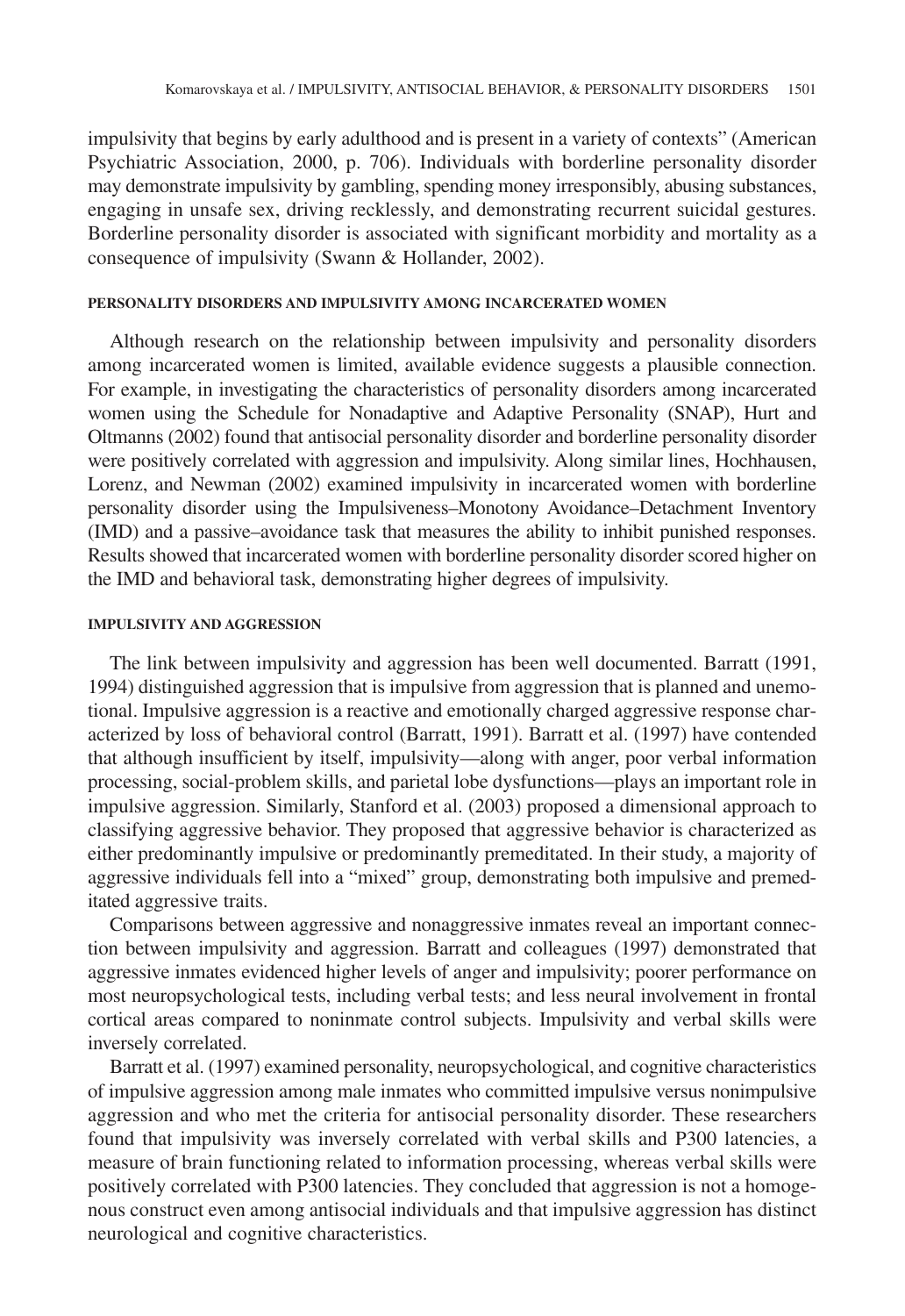impulsivity that begins by early adulthood and is present in a variety of contexts" (American Psychiatric Association, 2000, p. 706). Individuals with borderline personality disorder may demonstrate impulsivity by gambling, spending money irresponsibly, abusing substances, engaging in unsafe sex, driving recklessly, and demonstrating recurrent suicidal gestures. Borderline personality disorder is associated with significant morbidity and mortality as a consequence of impulsivity (Swann & Hollander, 2002).

#### PERSONALITY DISORDERS AND IMPULSIVITY AMONG INCARCERATED WOMEN

Although research on the relationship between impulsivity and personality disorders among incarcerated women is limited, available evidence suggests a plausible connection. For example, in investigating the characteristics of personality disorders among incarcerated women using the Schedule for Nonadaptive and Adaptive Personality (SNAP), Hurt and Oltmanns (2002) found that antisocial personality disorder and borderline personality disorder were positively correlated with aggression and impulsivity. Along similar lines, Hochhausen, Lorenz, and Newman (2002) examined impulsivity in incarcerated women with borderline personality disorder using the Impulsiveness–Monotony Avoidance–Detachment Inventory (IMD) and a passive–avoidance task that measures the ability to inhibit punished responses. Results showed that incarcerated women with borderline personality disorder scored higher on the IMD and behavioral task, demonstrating higher degrees of impulsivity.

#### IMPULSIVITY AND AGGRESSION

The link between impulsivity and aggression has been well documented. Barratt (1991, 1994) distinguished aggression that is impulsive from aggression that is planned and unemotional. Impulsive aggression is a reactive and emotionally charged aggressive response characterized by loss of behavioral control (Barratt, 1991). Barratt et al. (1997) have contended that although insufficient by itself, impulsivity—along with anger, poor verbal information processing, social-problem skills, and parietal lobe dysfunctions—plays an important role in impulsive aggression. Similarly, Stanford et al. (2003) proposed a dimensional approach to classifying aggressive behavior. They proposed that aggressive behavior is characterized as either predominantly impulsive or predominantly premeditated. In their study, a majority of aggressive individuals fell into a "mixed" group, demonstrating both impulsive and premeditated aggressive traits.

Comparisons between aggressive and nonaggressive inmates reveal an important connection between impulsivity and aggression. Barratt and colleagues (1997) demonstrated that aggressive inmates evidenced higher levels of anger and impulsivity; poorer performance on most neuropsychological tests, including verbal tests; and less neural involvement in frontal cortical areas compared to noninmate control subjects. Impulsivity and verbal skills were inversely correlated.

Barratt et al. (1997) examined personality, neuropsychological, and cognitive characteristics of impulsive aggression among male inmates who committed impulsive versus nonimpulsive aggression and who met the criteria for antisocial personality disorder. These researchers found that impulsivity was inversely correlated with verbal skills and P300 latencies, a measure of brain functioning related to information processing, whereas verbal skills were positively correlated with P300 latencies. They concluded that aggression is not a homogenous construct even among antisocial individuals and that impulsive aggression has distinct neurological and cognitive characteristics.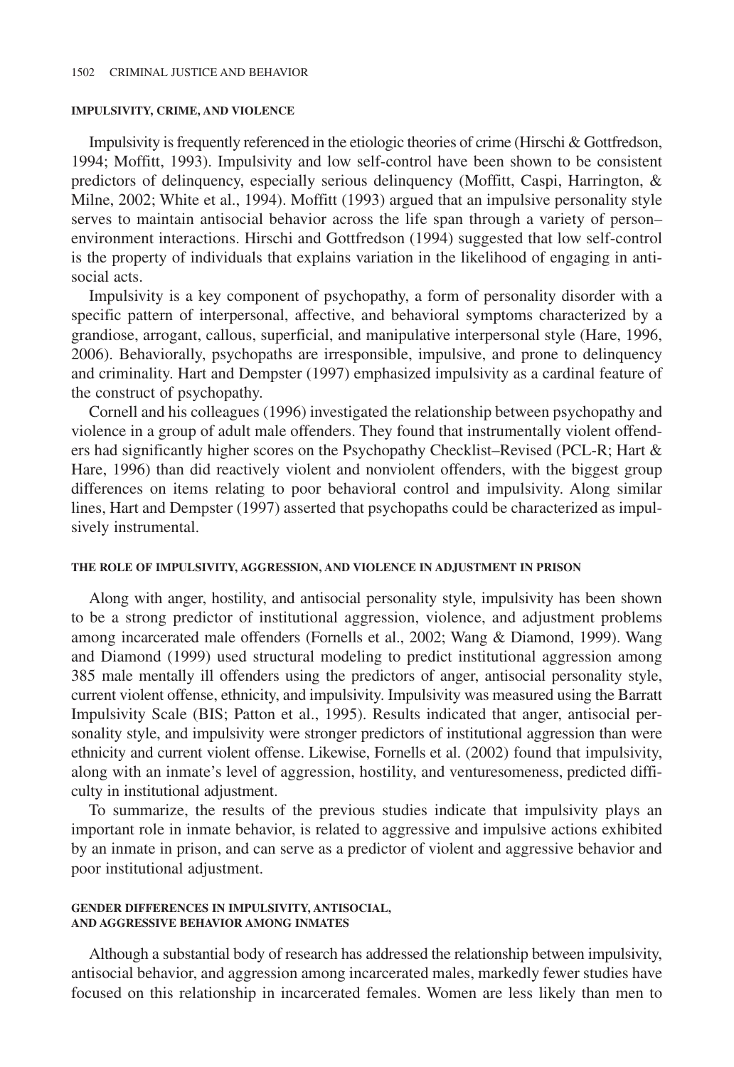### IMPULSIVITY, CRIME, AND VIOLENCE

Impulsivity is frequently referenced in the etiologic theories of crime (Hirschi & Gottfredson, 1994; Moffitt, 1993). Impulsivity and low self-control have been shown to be consistent predictors of delinquency, especially serious delinquency (Moffitt, Caspi, Harrington, & Milne, 2002; White et al., 1994). Moffitt (1993) argued that an impulsive personality style serves to maintain antisocial behavior across the life span through a variety of person–environment interactions. Hirschi and Gottfredson (1994) suggested that low self-control is the property of individuals that explains variation in the likelihood of engaging in antisocial acts.

Impulsivity is a key component of psychopathy, a form of personality disorder with a specific pattern of interpersonal, affective, and behavioral symptoms characterized by a grandiose, arrogant, callous, superficial, and manipulative interpersonal style (Hare, 1996, 2006). Behaviorally, psychopaths are irresponsible, impulsive, and prone to delinquency and criminality. Hart and Dempster (1997) emphasized impulsivity as a cardinal feature of the construct of psychopathy.

Cornell and his colleagues (1996) investigated the relationship between psychopathy and violence in a group of adult male offenders. They found that instrumentally violent offenders had significantly higher scores on the Psychopathy Checklist–Revised (PCL-R; Hart & Hare, 1996) than did reactively violent and nonviolent offenders, with the biggest group differences on items relating to poor behavioral control and impulsivity. Along similar lines, Hart and Dempster (1997) asserted that psychopaths could be characterized as impulsively instrumental.

### THE ROLE OF IMPULSIVITY, AGGRESSION, AND VIOLENCE IN ADJUSTMENT IN PRISON

Along with anger, hostility, and antisocial personality style, impulsivity has been shown to be a strong predictor of institutional aggression, violence, and adjustment problems among incarcerated male offenders (Fornells et al., 2002; Wang & Diamond, 1999). Wang and Diamond (1999) used structural modeling to predict institutional aggression among 385 male mentally ill offenders using the predictors of anger, antisocial personality style, current violent offense, ethnicity, and impulsivity. Impulsivity was measured using the Barratt Impulsivity Scale (BIS; Patton et al., 1995). Results indicated that anger, antisocial personality style, and impulsivity were stronger predictors of institutional aggression than were ethnicity and current violent offense. Likewise, Fornells et al. (2002) found that impulsivity, along with an inmate's level of aggression, hostility, and venturesomeness, predicted difficulty in institutional adjustment.

To summarize, the results of the previous studies indicate that impulsivity plays an important role in inmate behavior, is related to aggressive and impulsive actions exhibited by an inmate in prison, and can serve as a predictor of violent and aggressive behavior and poor institutional adjustment.

### GENDER DIFFERENCES IN IMPULSIVITY, ANTISOCIAL, AND AGGRESSIVE BEHAVIOR AMONG INMATES

Although a substantial body of research has addressed the relationship between impulsivity, antisocial behavior, and aggression among incarcerated males, markedly fewer studies have focused on this relationship in incarcerated females. Women are less likely than men to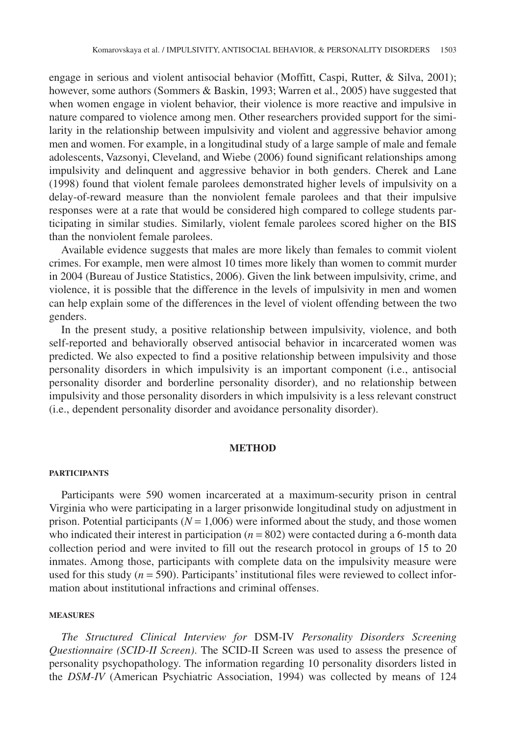engage in serious and violent antisocial behavior (Moffitt, Caspi, Rutter, & Silva, 2001); however, some authors (Sommers & Baskin, 1993; Warren et al., 2005) have suggested that when women engage in violent behavior, their violence is more reactive and impulsive in nature compared to violence among men. Other researchers provided support for the similarity in the relationship between impulsivity and violent and aggressive behavior among men and women. For example, in a longitudinal study of a large sample of male and female adolescents, Vazsonyi, Cleveland, and Wiebe (2006) found significant relationships among impulsivity and delinquent and aggressive behavior in both genders. Cherek and Lane (1998) found that violent female parolees demonstrated higher levels of impulsivity on a delay-of-reward measure than the nonviolent female parolees and that their impulsive responses were at a rate that would be considered high compared to college students participating in similar studies. Similarly, violent female parolees scored higher on the BIS than the nonviolent female parolees.

Available evidence suggests that males are more likely than females to commit violent crimes. For example, men were almost 10 times more likely than women to commit murder in 2004 (Bureau of Justice Statistics, 2006). Given the link between impulsivity, crime, and violence, it is possible that the difference in the levels of impulsivity in men and women can help explain some of the differences in the level of violent offending between the two genders.

In the present study, a positive relationship between impulsivity, violence, and both self-reported and behaviorally observed antisocial behavior in incarcerated women was predicted. We also expected to find a positive relationship between impulsivity and those personality disorders in which impulsivity is an important component (i.e., antisocial personality disorder and borderline personality disorder), and no relationship between impulsivity and those personality disorders in which impulsivity is a less relevant construct (i.e., dependent personality disorder and avoidance personality disorder).

## METHOD

### PARTICIPANTS

Participants were 590 women incarcerated at a maximum-security prison in central Virginia who were participating in a larger prisonwide longitudinal study on adjustment in prison. Potential participants ($N = 1{,}006$) were informed about the study, and those women who indicated their interest in participation ($n = 802$) were contacted during a 6-month data collection period and were invited to fill out the research protocol in groups of 15 to 20 inmates. Among those, participants with complete data on the impulsivity measure were used for this study ($n = 590$). Participants' institutional files were reviewed to collect information about institutional infractions and criminal offenses.

### MEASURES

*The Structured Clinical Interview for* DSM-IV *Personality Disorders Screening Questionnaire (SCID-II Screen)*. The SCID-II Screen was used to assess the presence of personality psychopathology. The information regarding 10 personality disorders listed in the *DSM-IV* (American Psychiatric Association, 1994) was collected by means of 124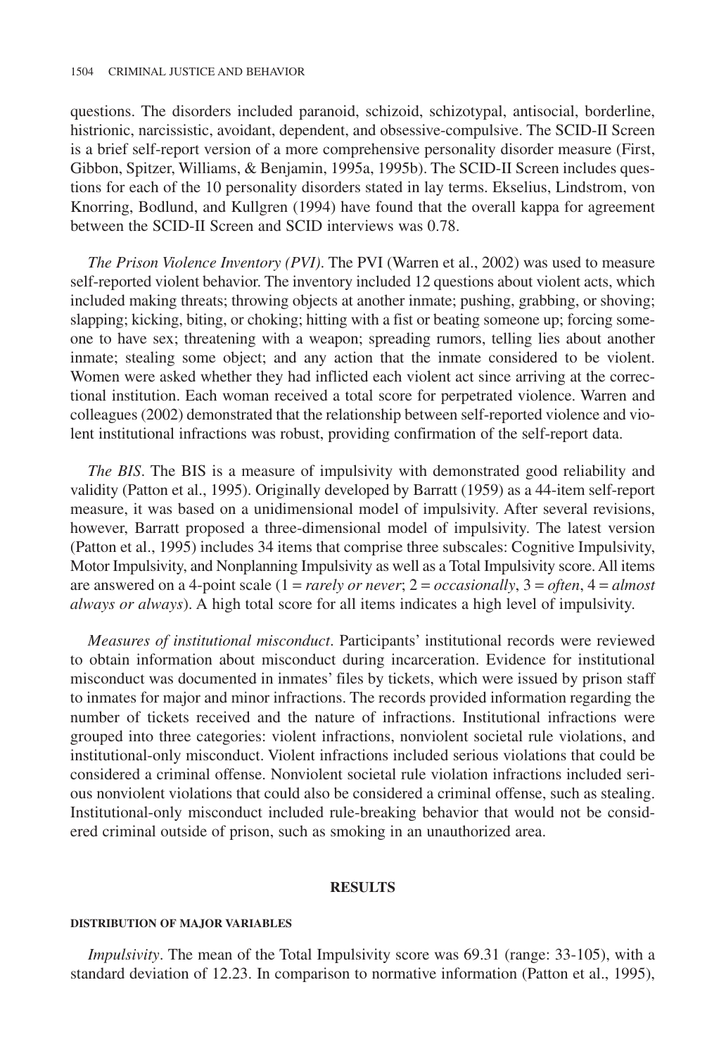questions. The disorders included paranoid, schizoid, schizotypal, antisocial, borderline, histrionic, narcissistic, avoidant, dependent, and obsessive-compulsive. The SCID-II Screen is a brief self-report version of a more comprehensive personality disorder measure (First, Gibbon, Spitzer, Williams, & Benjamin, 1995a, 1995b). The SCID-II Screen includes questions for each of the 10 personality disorders stated in lay terms. Ekselius, Lindstrom, von Knorring, Bodlund, and Kullgren (1994) have found that the overall kappa for agreement between the SCID-II Screen and SCID interviews was 0.78.

*The Prison Violence Inventory (PVI)*. The PVI (Warren et al., 2002) was used to measure self-reported violent behavior. The inventory included 12 questions about violent acts, which included making threats; throwing objects at another inmate; pushing, grabbing, or shoving; slapping; kicking, biting, or choking; hitting with a fist or beating someone up; forcing someone to have sex; threatening with a weapon; spreading rumors, telling lies about another inmate; stealing some object; and any action that the inmate considered to be violent. Women were asked whether they had inflicted each violent act since arriving at the correctional institution. Each woman received a total score for perpetrated violence. Warren and colleagues (2002) demonstrated that the relationship between self-reported violence and violent institutional infractions was robust, providing confirmation of the self-report data.

*The BIS*. The BIS is a measure of impulsivity with demonstrated good reliability and validity (Patton et al., 1995). Originally developed by Barratt (1959) as a 44-item self-report measure, it was based on a unidimensional model of impulsivity. After several revisions, however, Barratt proposed a three-dimensional model of impulsivity. The latest version (Patton et al., 1995) includes 34 items that comprise three subscales: Cognitive Impulsivity, Motor Impulsivity, and Nonplanning Impulsivity as well as a Total Impulsivity score. All items are answered on a 4-point scale (1 = *rarely or never*; 2 = *occasionally*, 3 = *often*, 4 = *almost always or always*). A high total score for all items indicates a high level of impulsivity.

*Measures of institutional misconduct*. Participants' institutional records were reviewed to obtain information about misconduct during incarceration. Evidence for institutional misconduct was documented in inmates' files by tickets, which were issued by prison staff to inmates for major and minor infractions. The records provided information regarding the number of tickets received and the nature of infractions. Institutional infractions were grouped into three categories: violent infractions, nonviolent societal rule violations, and institutional-only misconduct. Violent infractions included serious violations that could be considered a criminal offense. Nonviolent societal rule violation infractions included serious nonviolent violations that could also be considered a criminal offense, such as stealing. Institutional-only misconduct included rule-breaking behavior that would not be considered criminal outside of prison, such as smoking in an unauthorized area.

## RESULTS

### DISTRIBUTION OF MAJOR VARIABLES

*Impulsivity*. The mean of the Total Impulsivity score was 69.31 (range: 33-105), with a standard deviation of 12.23. In comparison to normative information (Patton et al., 1995),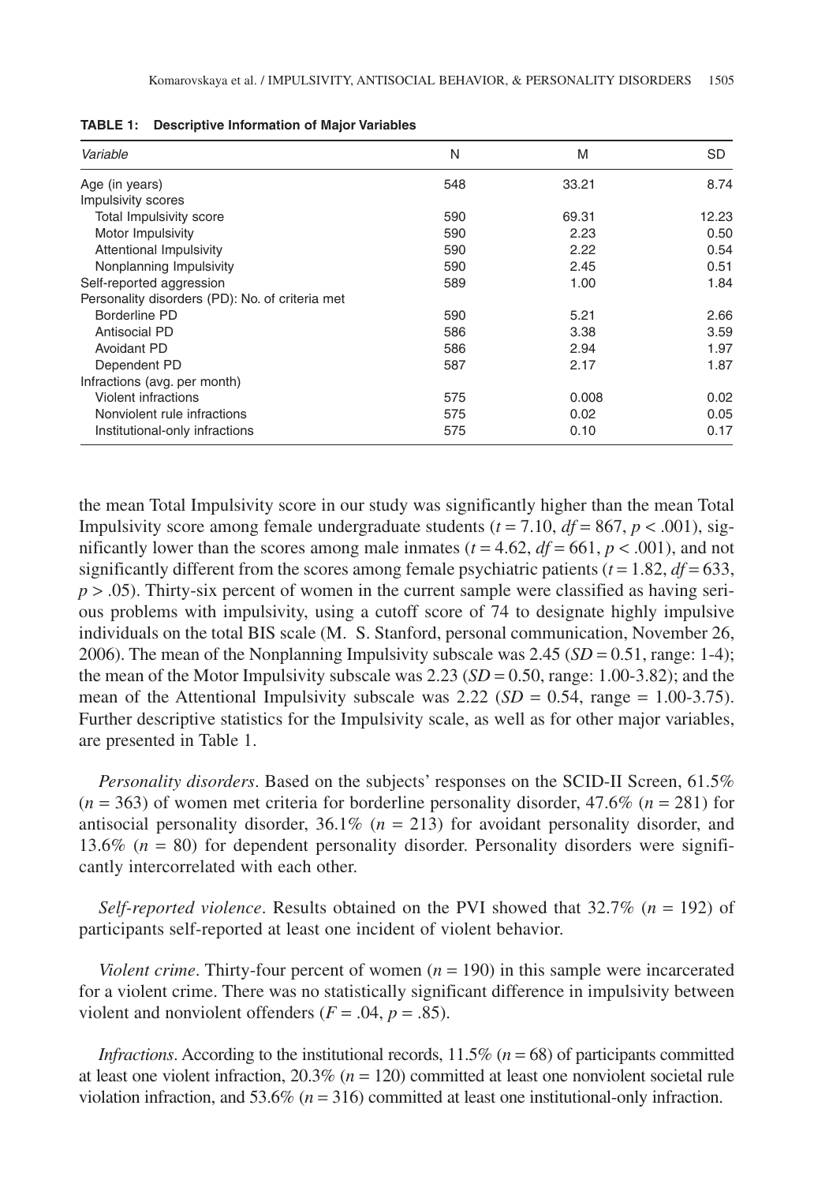**TABLE 1: Descriptive Information of Major Variables**

| *Variable* | N | M | SD |
|---|---|---|---|
| Age (in years) | 548 | 33.21 | 8.74 |
| Impulsivity scores | | | |
| Total Impulsivity score | 590 | 69.31 | 12.23 |
| Motor Impulsivity | 590 | 2.23 | 0.50 |
| Attentional Impulsivity | 590 | 2.22 | 0.54 |
| Nonplanning Impulsivity | 590 | 2.45 | 0.51 |
| Self-reported aggression | 589 | 1.00 | 1.84 |
| Personality disorders (PD): No. of criteria met | | | |
| Borderline PD | 590 | 5.21 | 2.66 |
| Antisocial PD | 586 | 3.38 | 3.59 |
| Avoidant PD | 586 | 2.94 | 1.97 |
| Dependent PD | 587 | 2.17 | 1.87 |
| Infractions (avg. per month) | | | |
| Violent infractions | 575 | 0.008 | 0.02 |
| Nonviolent rule infractions | 575 | 0.02 | 0.05 |
| Institutional-only infractions | 575 | 0.10 | 0.17 |

the mean Total Impulsivity score in our study was significantly higher than the mean Total Impulsivity score among female undergraduate students ($t = 7.10$, $df = 867$, $p < .001$), significantly lower than the scores among male inmates ($t = 4.62$, $df = 661$, $p < .001$), and not significantly different from the scores among female psychiatric patients ($t = 1.82$, $df = 633$, $p > .05$). Thirty-six percent of women in the current sample were classified as having serious problems with impulsivity, using a cutoff score of 74 to designate highly impulsive individuals on the total BIS scale (M. S. Stanford, personal communication, November 26, 2006). The mean of the Nonplanning Impulsivity subscale was 2.45 ($SD = 0.51$, range: 1-4); the mean of the Motor Impulsivity subscale was 2.23 ($SD = 0.50$, range: 1.00-3.82); and the mean of the Attentional Impulsivity subscale was 2.22 ($SD = 0.54$, range = 1.00-3.75). Further descriptive statistics for the Impulsivity scale, as well as for other major variables, are presented in Table 1.

*Personality disorders*. Based on the subjects' responses on the SCID-II Screen, 61.5% ($n = 363$) of women met criteria for borderline personality disorder, 47.6% ($n = 281$) for antisocial personality disorder, 36.1% ($n = 213$) for avoidant personality disorder, and 13.6% ($n = 80$) for dependent personality disorder. Personality disorders were significantly intercorrelated with each other.

*Self-reported violence*. Results obtained on the PVI showed that 32.7% ($n = 192$) of participants self-reported at least one incident of violent behavior.

*Violent crime*. Thirty-four percent of women ($n = 190$) in this sample were incarcerated for a violent crime. There was no statistically significant difference in impulsivity between violent and nonviolent offenders ($F = .04$, $p = .85$).

*Infractions*. According to the institutional records, 11.5% ($n = 68$) of participants committed at least one violent infraction, 20.3% ($n = 120$) committed at least one nonviolent societal rule violation infraction, and 53.6% ($n = 316$) committed at least one institutional-only infraction.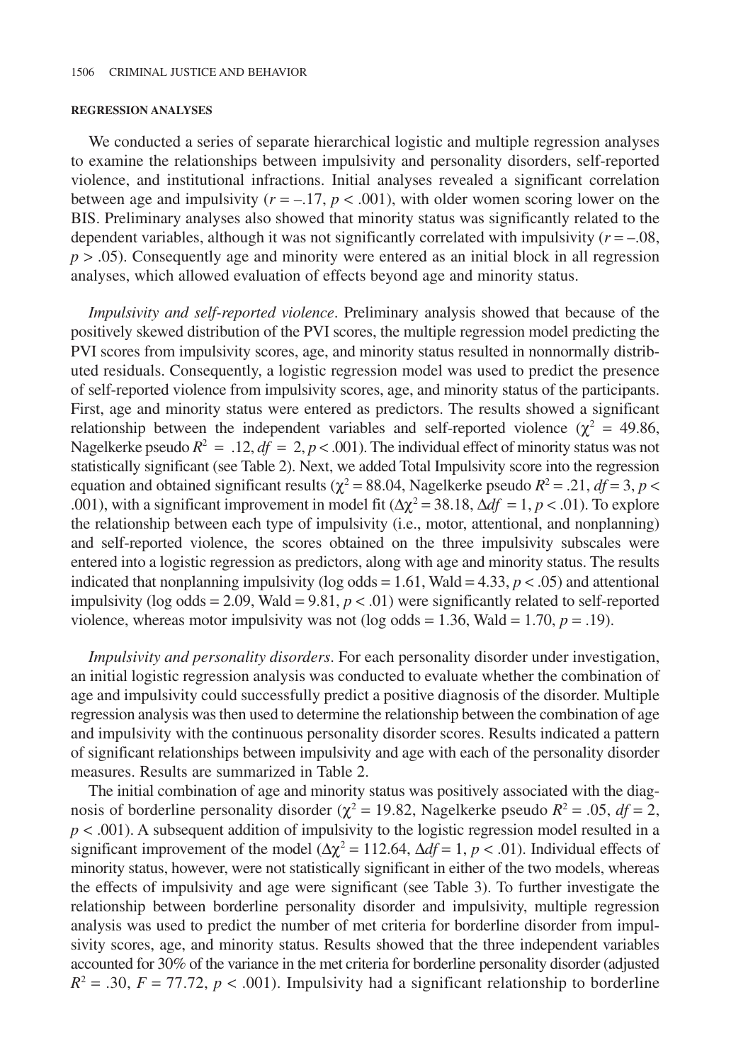#### REGRESSION ANALYSES

We conducted a series of separate hierarchical logistic and multiple regression analyses to examine the relationships between impulsivity and personality disorders, self-reported violence, and institutional infractions. Initial analyses revealed a significant correlation between age and impulsivity ($r = -.17$, $p < .001$), with older women scoring lower on the BIS. Preliminary analyses also showed that minority status was significantly related to the dependent variables, although it was not significantly correlated with impulsivity ($r = -.08$, $p > .05$). Consequently age and minority were entered as an initial block in all regression analyses, which allowed evaluation of effects beyond age and minority status.

*Impulsivity and self-reported violence*. Preliminary analysis showed that because of the positively skewed distribution of the PVI scores, the multiple regression model predicting the PVI scores from impulsivity scores, age, and minority status resulted in nonnormally distributed residuals. Consequently, a logistic regression model was used to predict the presence of self-reported violence from impulsivity scores, age, and minority status of the participants. First, age and minority status were entered as predictors. The results showed a significant relationship between the independent variables and self-reported violence ($\chi^2 = 49.86$, Nagelkerke pseudo $R^2 = .12$, $df = 2$, $p < .001$). The individual effect of minority status was not statistically significant (see Table 2). Next, we added Total Impulsivity score into the regression equation and obtained significant results ($\chi^2 = 88.04$, Nagelkerke pseudo $R^2 = .21$, $df = 3$, $p < .001$), with a significant improvement in model fit ($\Delta\chi^2 = 38.18$, $\Delta df = 1$, $p < .01$). To explore the relationship between each type of impulsivity (i.e., motor, attentional, and nonplanning) and self-reported violence, the scores obtained on the three impulsivity subscales were entered into a logistic regression as predictors, along with age and minority status. The results indicated that nonplanning impulsivity (log odds = 1.61, Wald = 4.33, $p < .05$) and attentional impulsivity (log odds = 2.09, Wald = 9.81, $p < .01$) were significantly related to self-reported violence, whereas motor impulsivity was not (log odds = 1.36, Wald = 1.70, $p = .19$).

*Impulsivity and personality disorders*. For each personality disorder under investigation, an initial logistic regression analysis was conducted to evaluate whether the combination of age and impulsivity could successfully predict a positive diagnosis of the disorder. Multiple regression analysis was then used to determine the relationship between the combination of age and impulsivity with the continuous personality disorder scores. Results indicated a pattern of significant relationships between impulsivity and age with each of the personality disorder measures. Results are summarized in Table 2.

The initial combination of age and minority status was positively associated with the diagnosis of borderline personality disorder ($\chi^2 = 19.82$, Nagelkerke pseudo $R^2 = .05$, $df = 2$, $p < .001$). A subsequent addition of impulsivity to the logistic regression model resulted in a significant improvement of the model ($\Delta\chi^2 = 112.64$, $\Delta df = 1$, $p < .01$). Individual effects of minority status, however, were not statistically significant in either of the two models, whereas the effects of impulsivity and age were significant (see Table 3). To further investigate the relationship between borderline personality disorder and impulsivity, multiple regression analysis was used to predict the number of met criteria for borderline disorder from impulsivity scores, age, and minority status. Results showed that the three independent variables accounted for 30% of the variance in the met criteria for borderline personality disorder (adjusted $R^2 = .30$, $F = 77.72$, $p < .001$). Impulsivity had a significant relationship to borderline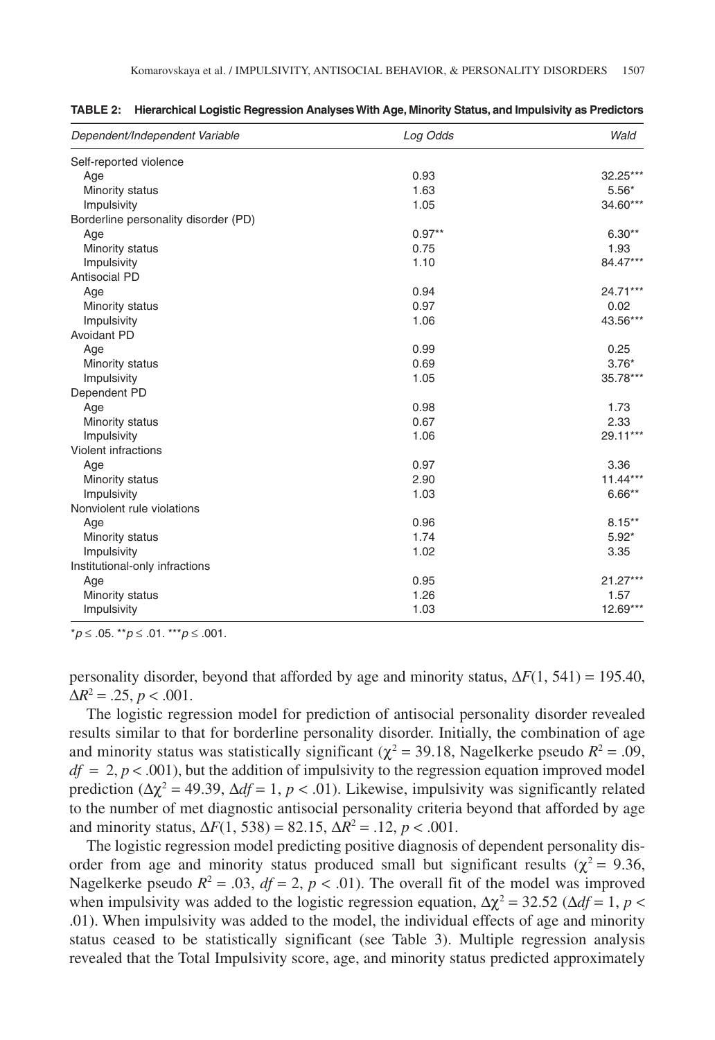**TABLE 2: Hierarchical Logistic Regression Analyses With Age, Minority Status, and Impulsivity as Predictors**

| *Dependent/Independent Variable* | *Log Odds* | *Wald* |
|---|---|---|
| Self-reported violence | | |
| Age | 0.93 | 32.25*** |
| Minority status | 1.63 | 5.56* |
| Impulsivity | 1.05 | 34.60*** |
| Borderline personality disorder (PD) | | |
| Age | 0.97** | 6.30** |
| Minority status | 0.75 | 1.93 |
| Impulsivity | 1.10 | 84.47*** |
| Antisocial PD | | |
| Age | 0.94 | 24.71*** |
| Minority status | 0.97 | 0.02 |
| Impulsivity | 1.06 | 43.56*** |
| Avoidant PD | | |
| Age | 0.99 | 0.25 |
| Minority status | 0.69 | 3.76* |
| Impulsivity | 1.05 | 35.78*** |
| Dependent PD | | |
| Age | 0.98 | 1.73 |
| Minority status | 0.67 | 2.33 |
| Impulsivity | 1.06 | 29.11*** |
| Violent infractions | | |
| Age | 0.97 | 3.36 |
| Minority status | 2.90 | 11.44*** |
| Impulsivity | 1.03 | 6.66** |
| Nonviolent rule violations | | |
| Age | 0.96 | 8.15** |
| Minority status | 1.74 | 5.92* |
| Impulsivity | 1.02 | 3.35 |
| Institutional-only infractions | | |
| Age | 0.95 | 21.27*** |
| Minority status | 1.26 | 1.57 |
| Impulsivity | 1.03 | 12.69*** |

*$p \leq .05$. **$p \leq .01$. ***$p \leq .001$.

personality disorder, beyond that afforded by age and minority status, $\Delta F(1, 541) = 195.40$, $\Delta R^2 = .25$, $p < .001$.

The logistic regression model for prediction of antisocial personality disorder revealed results similar to that for borderline personality disorder. Initially, the combination of age and minority status was statistically significant ($\chi^2 = 39.18$, Nagelkerke pseudo $R^2 = .09$, $df = 2$, $p < .001$), but the addition of impulsivity to the regression equation improved model prediction ($\Delta\chi^2 = 49.39$, $\Delta df = 1$, $p < .01$). Likewise, impulsivity was significantly related to the number of met diagnostic antisocial personality criteria beyond that afforded by age and minority status, $\Delta F(1, 538) = 82.15$, $\Delta R^2 = .12$, $p < .001$.

The logistic regression model predicting positive diagnosis of dependent personality disorder from age and minority status produced small but significant results ($\chi^2 = 9.36$, Nagelkerke pseudo $R^2 = .03$, $df = 2$, $p < .01$). The overall fit of the model was improved when impulsivity was added to the logistic regression equation, $\Delta\chi^2 = 32.52$ ($\Delta df = 1$, $p < .01$). When impulsivity was added to the model, the individual effects of age and minority status ceased to be statistically significant (see Table 3). Multiple regression analysis revealed that the Total Impulsivity score, age, and minority status predicted approximately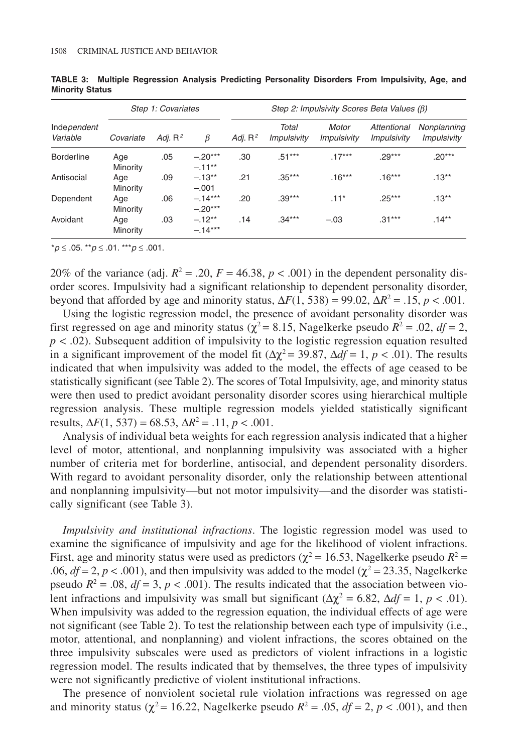**TABLE 3: Multiple Regression Analysis Predicting Personality Disorders From Impulsivity, Age, and Minority Status**

| Independent Variable | Step 1: Covariates | | | Step 2: Impulsivity Scores Beta Values (β) | | | | |
|---|---|---|---|---|---|---|---|---|
| | *Covariate* | *Adj. R²* | *β* | *Adj. R²* | *Total Impulsivity* | *Motor Impulsivity* | *Attentional Impulsivity* | *Nonplanning Impulsivity* |
| Borderline | Age<br>Minority | .05 | −.20***<br>−.11** | .30 | .51*** | .17*** | .29*** | .20*** |
| Antisocial | Age<br>Minority | .09 | −.13**<br>−.001 | .21 | .35*** | .16*** | .16*** | .13** |
| Dependent | Age<br>Minority | .06 | −.14***<br>−.20*** | .20 | .39*** | .11* | .25*** | .13** |
| Avoidant | Age<br>Minority | .03 | −.12**<br>−.14*** | .14 | .34*** | −.03 | .31*** | .14** |

*p ≤ .05. **p ≤ .01. ***p ≤ .001.

20% of the variance (adj. $R^2 = .20$, $F = 46.38$, $p < .001$) in the dependent personality disorder scores. Impulsivity had a significant relationship to dependent personality disorder, beyond that afforded by age and minority status, $\Delta F(1, 538) = 99.02$, $\Delta R^2 = .15$, $p < .001$.

Using the logistic regression model, the presence of avoidant personality disorder was first regressed on age and minority status ($\chi^2 = 8.15$, Nagelkerke pseudo $R^2 = .02$, $df = 2$, $p < .02$). Subsequent addition of impulsivity to the logistic regression equation resulted in a significant improvement of the model fit ($\Delta\chi^2 = 39.87$, $\Delta df = 1$, $p < .01$). The results indicated that when impulsivity was added to the model, the effects of age ceased to be statistically significant (see Table 2). The scores of Total Impulsivity, age, and minority status were then used to predict avoidant personality disorder scores using hierarchical multiple regression analysis. These multiple regression models yielded statistically significant results, $\Delta F(1, 537) = 68.53$, $\Delta R^2 = .11$, $p < .001$.

Analysis of individual beta weights for each regression analysis indicated that a higher level of motor, attentional, and nonplanning impulsivity was associated with a higher number of criteria met for borderline, antisocial, and dependent personality disorders. With regard to avoidant personality disorder, only the relationship between attentional and nonplanning impulsivity—but not motor impulsivity—and the disorder was statistically significant (see Table 3).

*Impulsivity and institutional infractions*. The logistic regression model was used to examine the significance of impulsivity and age for the likelihood of violent infractions. First, age and minority status were used as predictors ($\chi^2 = 16.53$, Nagelkerke pseudo $R^2 = .06$, $df = 2$, $p < .001$), and then impulsivity was added to the model ($\chi^2 = 23.35$, Nagelkerke pseudo $R^2 = .08$, $df = 3$, $p < .001$). The results indicated that the association between violent infractions and impulsivity was small but significant ($\Delta\chi^2 = 6.82$, $\Delta df = 1$, $p < .01$). When impulsivity was added to the regression equation, the individual effects of age were not significant (see Table 2). To test the relationship between each type of impulsivity (i.e., motor, attentional, and nonplanning) and violent infractions, the scores obtained on the three impulsivity subscales were used as predictors of violent infractions in a logistic regression model. The results indicated that by themselves, the three types of impulsivity were not significantly predictive of violent institutional infractions.

The presence of nonviolent societal rule violation infractions was regressed on age and minority status ($\chi^2 = 16.22$, Nagelkerke pseudo $R^2 = .05$, $df = 2$, $p < .001$), and then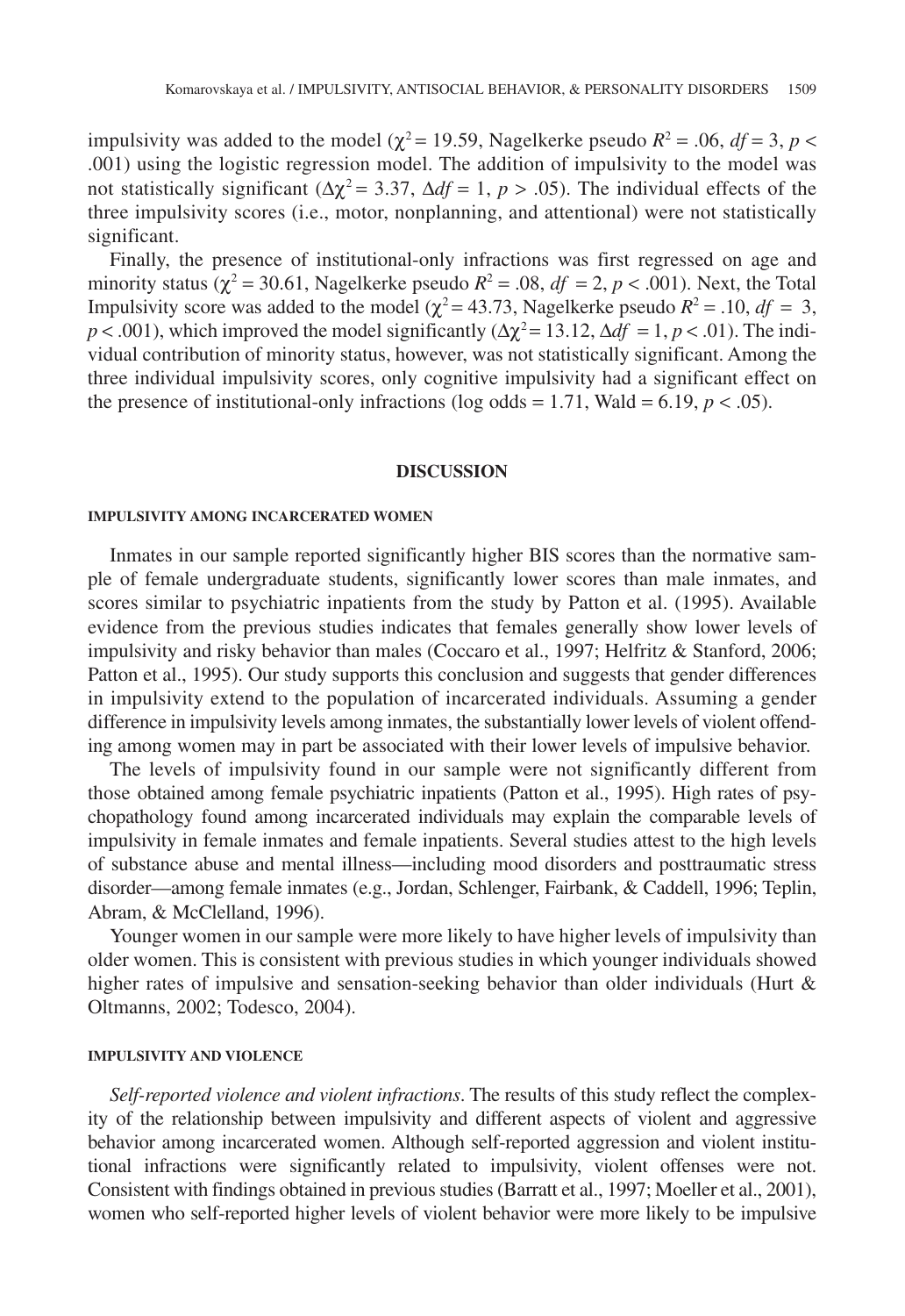impulsivity was added to the model ($\chi^2 = 19.59$, Nagelkerke pseudo $R^2 = .06$, $df = 3$, $p < .001$) using the logistic regression model. The addition of impulsivity to the model was not statistically significant ($\Delta\chi^2 = 3.37$, $\Delta df = 1$, $p > .05$). The individual effects of the three impulsivity scores (i.e., motor, nonplanning, and attentional) were not statistically significant.

Finally, the presence of institutional-only infractions was first regressed on age and minority status ($\chi^2 = 30.61$, Nagelkerke pseudo $R^2 = .08$, $df = 2$, $p < .001$). Next, the Total Impulsivity score was added to the model ($\chi^2 = 43.73$, Nagelkerke pseudo $R^2 = .10$, $df = 3$, $p < .001$), which improved the model significantly ($\Delta\chi^2 = 13.12$, $\Delta df = 1$, $p < .01$). The individual contribution of minority status, however, was not statistically significant. Among the three individual impulsivity scores, only cognitive impulsivity had a significant effect on the presence of institutional-only infractions (log odds = 1.71, Wald = 6.19, $p < .05$).

## DISCUSSION

### IMPULSIVITY AMONG INCARCERATED WOMEN

Inmates in our sample reported significantly higher BIS scores than the normative sample of female undergraduate students, significantly lower scores than male inmates, and scores similar to psychiatric inpatients from the study by Patton et al. (1995). Available evidence from the previous studies indicates that females generally show lower levels of impulsivity and risky behavior than males (Coccaro et al., 1997; Helfritz & Stanford, 2006; Patton et al., 1995). Our study supports this conclusion and suggests that gender differences in impulsivity extend to the population of incarcerated individuals. Assuming a gender difference in impulsivity levels among inmates, the substantially lower levels of violent offending among women may in part be associated with their lower levels of impulsive behavior.

The levels of impulsivity found in our sample were not significantly different from those obtained among female psychiatric inpatients (Patton et al., 1995). High rates of psychopathology found among incarcerated individuals may explain the comparable levels of impulsivity in female inmates and female inpatients. Several studies attest to the high levels of substance abuse and mental illness—including mood disorders and posttraumatic stress disorder—among female inmates (e.g., Jordan, Schlenger, Fairbank, & Caddell, 1996; Teplin, Abram, & McClelland, 1996).

Younger women in our sample were more likely to have higher levels of impulsivity than older women. This is consistent with previous studies in which younger individuals showed higher rates of impulsive and sensation-seeking behavior than older individuals (Hurt & Oltmanns, 2002; Todesco, 2004).

### IMPULSIVITY AND VIOLENCE

*Self-reported violence and violent infractions*. The results of this study reflect the complexity of the relationship between impulsivity and different aspects of violent and aggressive behavior among incarcerated women. Although self-reported aggression and violent institutional infractions were significantly related to impulsivity, violent offenses were not. Consistent with findings obtained in previous studies (Barratt et al., 1997; Moeller et al., 2001), women who self-reported higher levels of violent behavior were more likely to be impulsive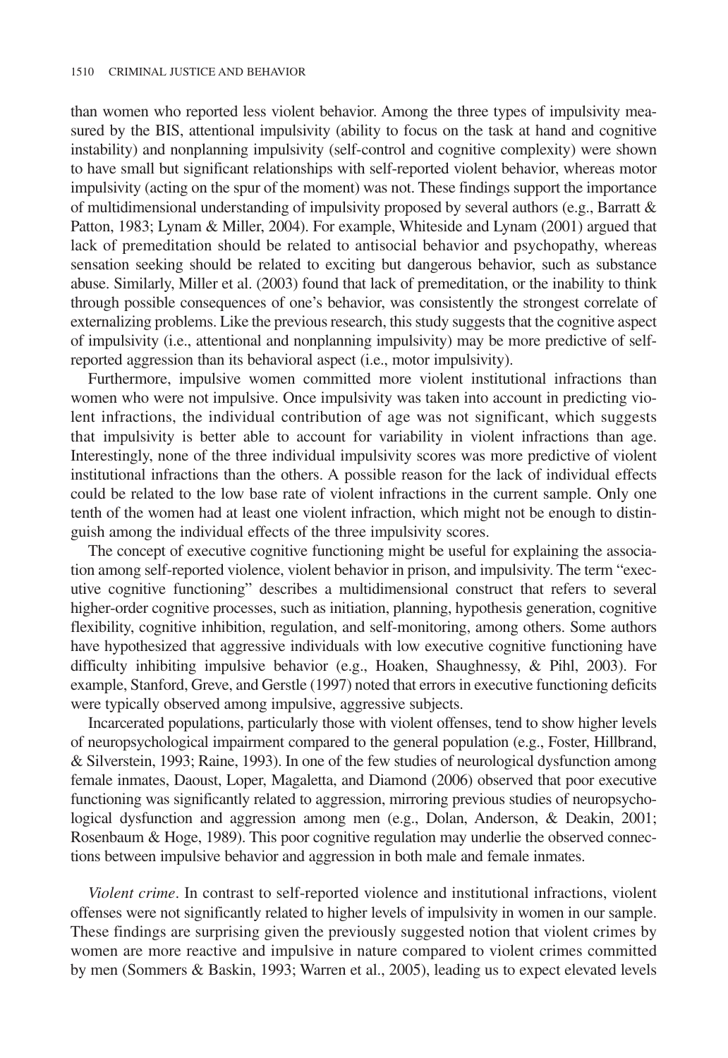than women who reported less violent behavior. Among the three types of impulsivity measured by the BIS, attentional impulsivity (ability to focus on the task at hand and cognitive instability) and nonplanning impulsivity (self-control and cognitive complexity) were shown to have small but significant relationships with self-reported violent behavior, whereas motor impulsivity (acting on the spur of the moment) was not. These findings support the importance of multidimensional understanding of impulsivity proposed by several authors (e.g., Barratt & Patton, 1983; Lynam & Miller, 2004). For example, Whiteside and Lynam (2001) argued that lack of premeditation should be related to antisocial behavior and psychopathy, whereas sensation seeking should be related to exciting but dangerous behavior, such as substance abuse. Similarly, Miller et al. (2003) found that lack of premeditation, or the inability to think through possible consequences of one's behavior, was consistently the strongest correlate of externalizing problems. Like the previous research, this study suggests that the cognitive aspect of impulsivity (i.e., attentional and nonplanning impulsivity) may be more predictive of self-reported aggression than its behavioral aspect (i.e., motor impulsivity).

Furthermore, impulsive women committed more violent institutional infractions than women who were not impulsive. Once impulsivity was taken into account in predicting violent infractions, the individual contribution of age was not significant, which suggests that impulsivity is better able to account for variability in violent infractions than age. Interestingly, none of the three individual impulsivity scores was more predictive of violent institutional infractions than the others. A possible reason for the lack of individual effects could be related to the low base rate of violent infractions in the current sample. Only one tenth of the women had at least one violent infraction, which might not be enough to distinguish among the individual effects of the three impulsivity scores.

The concept of executive cognitive functioning might be useful for explaining the association among self-reported violence, violent behavior in prison, and impulsivity. The term "executive cognitive functioning" describes a multidimensional construct that refers to several higher-order cognitive processes, such as initiation, planning, hypothesis generation, cognitive flexibility, cognitive inhibition, regulation, and self-monitoring, among others. Some authors have hypothesized that aggressive individuals with low executive cognitive functioning have difficulty inhibiting impulsive behavior (e.g., Hoaken, Shaughnessy, & Pihl, 2003). For example, Stanford, Greve, and Gerstle (1997) noted that errors in executive functioning deficits were typically observed among impulsive, aggressive subjects.

Incarcerated populations, particularly those with violent offenses, tend to show higher levels of neuropsychological impairment compared to the general population (e.g., Foster, Hillbrand, & Silverstein, 1993; Raine, 1993). In one of the few studies of neurological dysfunction among female inmates, Daoust, Loper, Magaletta, and Diamond (2006) observed that poor executive functioning was significantly related to aggression, mirroring previous studies of neuropsychological dysfunction and aggression among men (e.g., Dolan, Anderson, & Deakin, 2001; Rosenbaum & Hoge, 1989). This poor cognitive regulation may underlie the observed connections between impulsive behavior and aggression in both male and female inmates.

*Violent crime*. In contrast to self-reported violence and institutional infractions, violent offenses were not significantly related to higher levels of impulsivity in women in our sample. These findings are surprising given the previously suggested notion that violent crimes by women are more reactive and impulsive in nature compared to violent crimes committed by men (Sommers & Baskin, 1993; Warren et al., 2005), leading us to expect elevated levels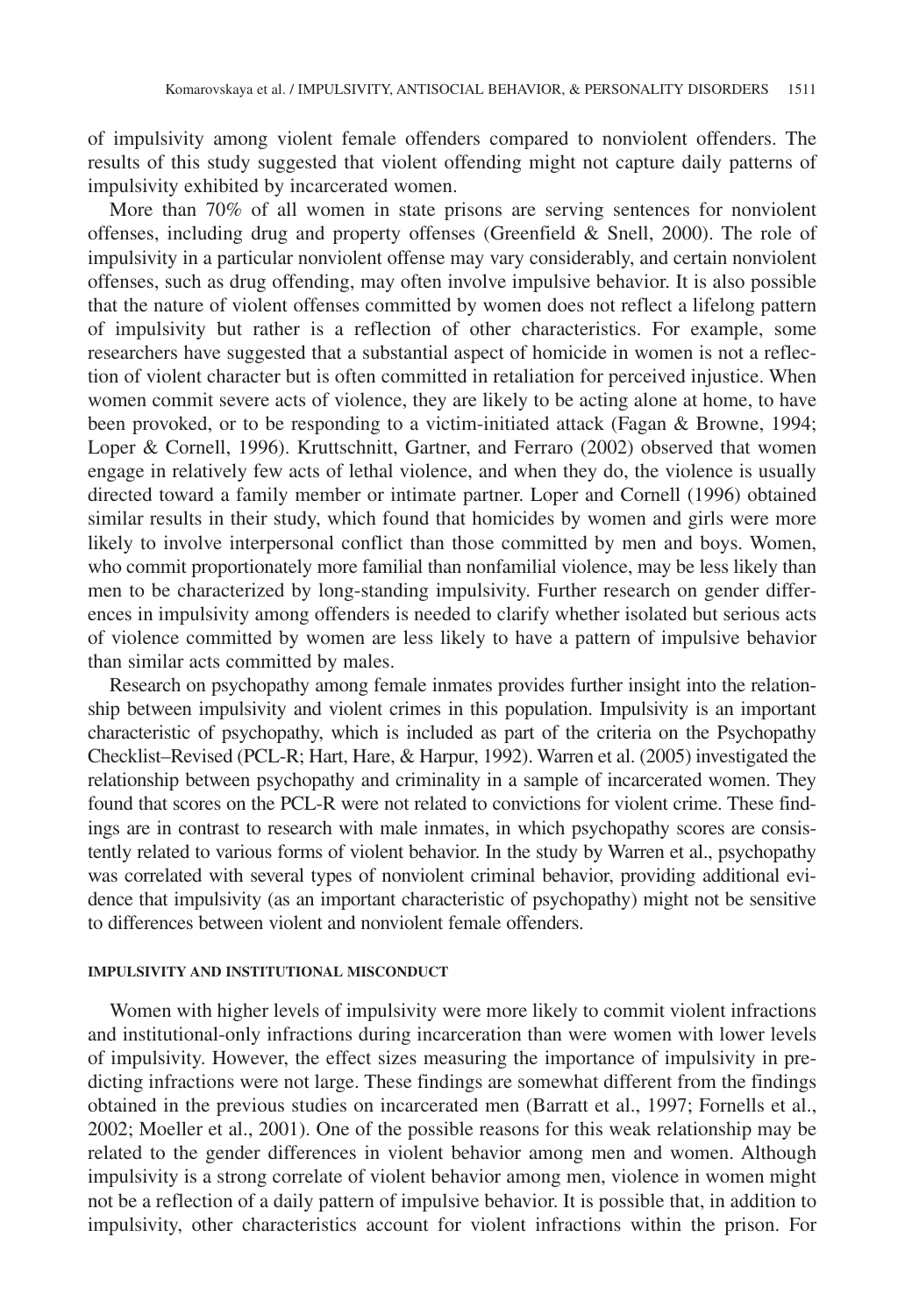of impulsivity among violent female offenders compared to nonviolent offenders. The results of this study suggested that violent offending might not capture daily patterns of impulsivity exhibited by incarcerated women.

More than 70% of all women in state prisons are serving sentences for nonviolent offenses, including drug and property offenses (Greenfield & Snell, 2000). The role of impulsivity in a particular nonviolent offense may vary considerably, and certain nonviolent offenses, such as drug offending, may often involve impulsive behavior. It is also possible that the nature of violent offenses committed by women does not reflect a lifelong pattern of impulsivity but rather is a reflection of other characteristics. For example, some researchers have suggested that a substantial aspect of homicide in women is not a reflection of violent character but is often committed in retaliation for perceived injustice. When women commit severe acts of violence, they are likely to be acting alone at home, to have been provoked, or to be responding to a victim-initiated attack (Fagan & Browne, 1994; Loper & Cornell, 1996). Kruttschnitt, Gartner, and Ferraro (2002) observed that women engage in relatively few acts of lethal violence, and when they do, the violence is usually directed toward a family member or intimate partner. Loper and Cornell (1996) obtained similar results in their study, which found that homicides by women and girls were more likely to involve interpersonal conflict than those committed by men and boys. Women, who commit proportionately more familial than nonfamilial violence, may be less likely than men to be characterized by long-standing impulsivity. Further research on gender differences in impulsivity among offenders is needed to clarify whether isolated but serious acts of violence committed by women are less likely to have a pattern of impulsive behavior than similar acts committed by males.

Research on psychopathy among female inmates provides further insight into the relationship between impulsivity and violent crimes in this population. Impulsivity is an important characteristic of psychopathy, which is included as part of the criteria on the Psychopathy Checklist–Revised (PCL-R; Hart, Hare, & Harpur, 1992). Warren et al. (2005) investigated the relationship between psychopathy and criminality in a sample of incarcerated women. They found that scores on the PCL-R were not related to convictions for violent crime. These findings are in contrast to research with male inmates, in which psychopathy scores are consistently related to various forms of violent behavior. In the study by Warren et al., psychopathy was correlated with several types of nonviolent criminal behavior, providing additional evidence that impulsivity (as an important characteristic of psychopathy) might not be sensitive to differences between violent and nonviolent female offenders.

#### IMPULSIVITY AND INSTITUTIONAL MISCONDUCT

Women with higher levels of impulsivity were more likely to commit violent infractions and institutional-only infractions during incarceration than were women with lower levels of impulsivity. However, the effect sizes measuring the importance of impulsivity in predicting infractions were not large. These findings are somewhat different from the findings obtained in the previous studies on incarcerated men (Barratt et al., 1997; Fornells et al., 2002; Moeller et al., 2001). One of the possible reasons for this weak relationship may be related to the gender differences in violent behavior among men and women. Although impulsivity is a strong correlate of violent behavior among men, violence in women might not be a reflection of a daily pattern of impulsive behavior. It is possible that, in addition to impulsivity, other characteristics account for violent infractions within the prison. For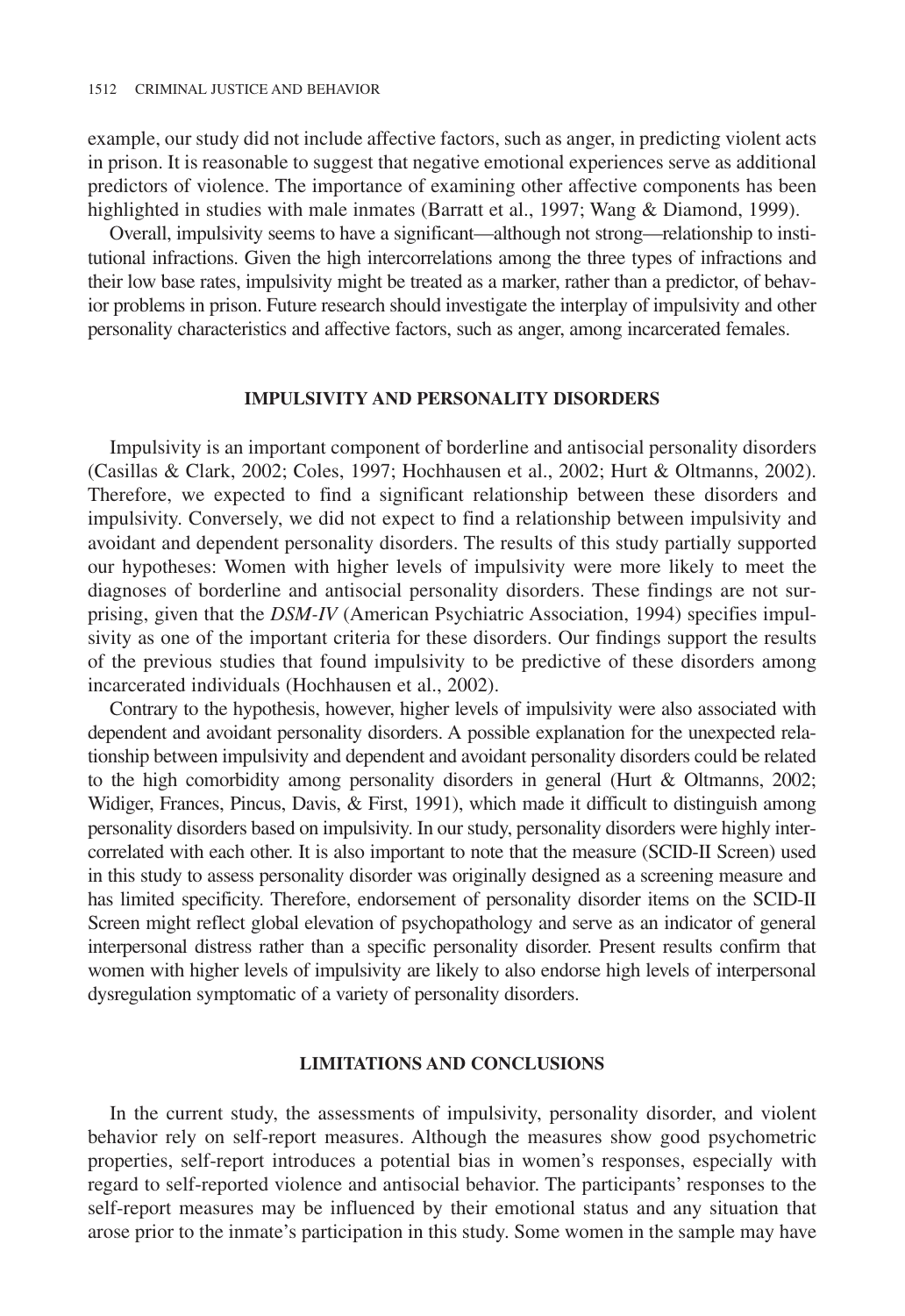example, our study did not include affective factors, such as anger, in predicting violent acts in prison. It is reasonable to suggest that negative emotional experiences serve as additional predictors of violence. The importance of examining other affective components has been highlighted in studies with male inmates (Barratt et al., 1997; Wang & Diamond, 1999).

Overall, impulsivity seems to have a significant—although not strong—relationship to institutional infractions. Given the high intercorrelations among the three types of infractions and their low base rates, impulsivity might be treated as a marker, rather than a predictor, of behavior problems in prison. Future research should investigate the interplay of impulsivity and other personality characteristics and affective factors, such as anger, among incarcerated females.

## IMPULSIVITY AND PERSONALITY DISORDERS

Impulsivity is an important component of borderline and antisocial personality disorders (Casillas & Clark, 2002; Coles, 1997; Hochhausen et al., 2002; Hurt & Oltmanns, 2002). Therefore, we expected to find a significant relationship between these disorders and impulsivity. Conversely, we did not expect to find a relationship between impulsivity and avoidant and dependent personality disorders. The results of this study partially supported our hypotheses: Women with higher levels of impulsivity were more likely to meet the diagnoses of borderline and antisocial personality disorders. These findings are not surprising, given that the *DSM-IV* (American Psychiatric Association, 1994) specifies impulsivity as one of the important criteria for these disorders. Our findings support the results of the previous studies that found impulsivity to be predictive of these disorders among incarcerated individuals (Hochhausen et al., 2002).

Contrary to the hypothesis, however, higher levels of impulsivity were also associated with dependent and avoidant personality disorders. A possible explanation for the unexpected relationship between impulsivity and dependent and avoidant personality disorders could be related to the high comorbidity among personality disorders in general (Hurt & Oltmanns, 2002; Widiger, Frances, Pincus, Davis, & First, 1991), which made it difficult to distinguish among personality disorders based on impulsivity. In our study, personality disorders were highly intercorrelated with each other. It is also important to note that the measure (SCID-II Screen) used in this study to assess personality disorder was originally designed as a screening measure and has limited specificity. Therefore, endorsement of personality disorder items on the SCID-II Screen might reflect global elevation of psychopathology and serve as an indicator of general interpersonal distress rather than a specific personality disorder. Present results confirm that women with higher levels of impulsivity are likely to also endorse high levels of interpersonal dysregulation symptomatic of a variety of personality disorders.

## LIMITATIONS AND CONCLUSIONS

In the current study, the assessments of impulsivity, personality disorder, and violent behavior rely on self-report measures. Although the measures show good psychometric properties, self-report introduces a potential bias in women's responses, especially with regard to self-reported violence and antisocial behavior. The participants' responses to the self-report measures may be influenced by their emotional status and any situation that arose prior to the inmate's participation in this study. Some women in the sample may have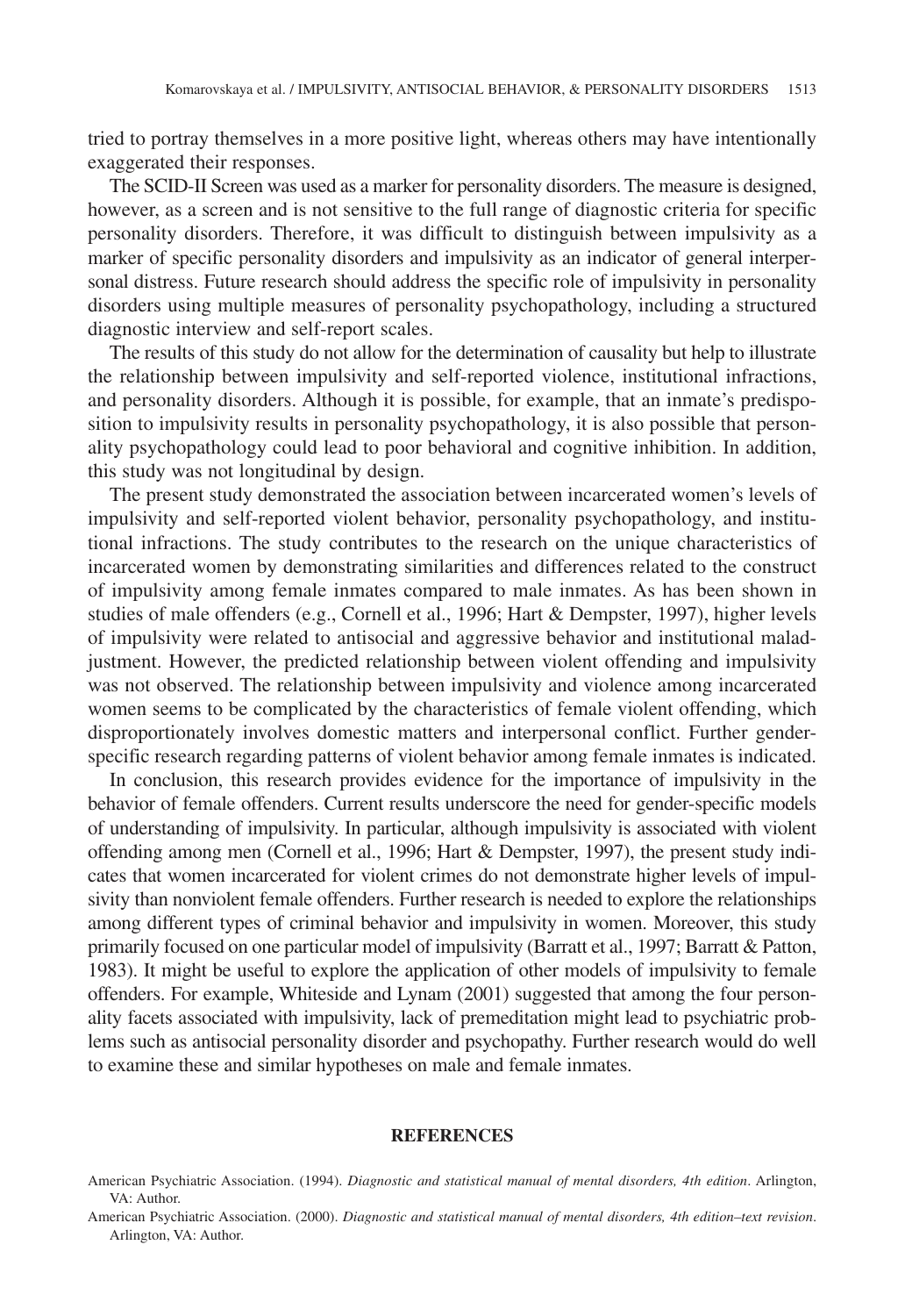tried to portray themselves in a more positive light, whereas others may have intentionally exaggerated their responses.

The SCID-II Screen was used as a marker for personality disorders. The measure is designed, however, as a screen and is not sensitive to the full range of diagnostic criteria for specific personality disorders. Therefore, it was difficult to distinguish between impulsivity as a marker of specific personality disorders and impulsivity as an indicator of general interpersonal distress. Future research should address the specific role of impulsivity in personality disorders using multiple measures of personality psychopathology, including a structured diagnostic interview and self-report scales.

The results of this study do not allow for the determination of causality but help to illustrate the relationship between impulsivity and self-reported violence, institutional infractions, and personality disorders. Although it is possible, for example, that an inmate's predisposition to impulsivity results in personality psychopathology, it is also possible that personality psychopathology could lead to poor behavioral and cognitive inhibition. In addition, this study was not longitudinal by design.

The present study demonstrated the association between incarcerated women's levels of impulsivity and self-reported violent behavior, personality psychopathology, and institutional infractions. The study contributes to the research on the unique characteristics of incarcerated women by demonstrating similarities and differences related to the construct of impulsivity among female inmates compared to male inmates. As has been shown in studies of male offenders (e.g., Cornell et al., 1996; Hart & Dempster, 1997), higher levels of impulsivity were related to antisocial and aggressive behavior and institutional maladjustment. However, the predicted relationship between violent offending and impulsivity was not observed. The relationship between impulsivity and violence among incarcerated women seems to be complicated by the characteristics of female violent offending, which disproportionately involves domestic matters and interpersonal conflict. Further gender-specific research regarding patterns of violent behavior among female inmates is indicated.

In conclusion, this research provides evidence for the importance of impulsivity in the behavior of female offenders. Current results underscore the need for gender-specific models of understanding of impulsivity. In particular, although impulsivity is associated with violent offending among men (Cornell et al., 1996; Hart & Dempster, 1997), the present study indicates that women incarcerated for violent crimes do not demonstrate higher levels of impulsivity than nonviolent female offenders. Further research is needed to explore the relationships among different types of criminal behavior and impulsivity in women. Moreover, this study primarily focused on one particular model of impulsivity (Barratt et al., 1997; Barratt & Patton, 1983). It might be useful to explore the application of other models of impulsivity to female offenders. For example, Whiteside and Lynam (2001) suggested that among the four personality facets associated with impulsivity, lack of premeditation might lead to psychiatric problems such as antisocial personality disorder and psychopathy. Further research would do well to examine these and similar hypotheses on male and female inmates.

## REFERENCES

American Psychiatric Association. (1994). *Diagnostic and statistical manual of mental disorders, 4th edition*. Arlington, VA: Author.

American Psychiatric Association. (2000). *Diagnostic and statistical manual of mental disorders, 4th edition–text revision*. Arlington, VA: Author.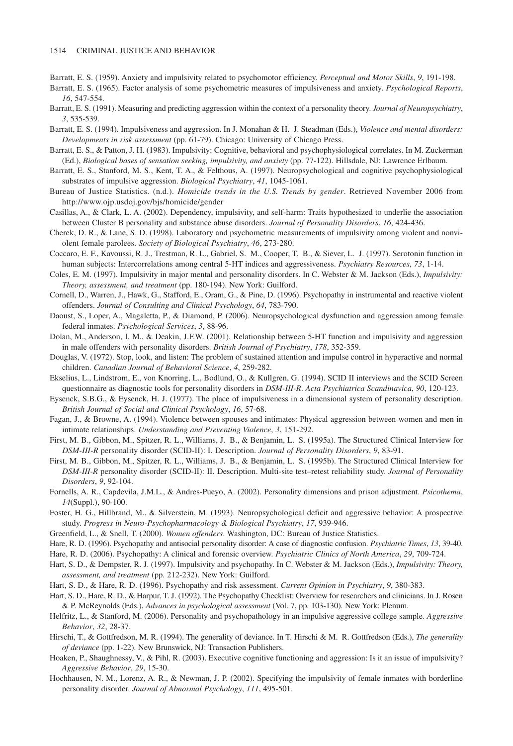Barratt, E. S. (1959). Anxiety and impulsivity related to psychomotor efficiency. *Perceptual and Motor Skills*, *9*, 191-198.

Barratt, E. S. (1965). Factor analysis of some psychometric measures of impulsiveness and anxiety. *Psychological Reports*, *16*, 547-554.

Barratt, E. S. (1991). Measuring and predicting aggression within the context of a personality theory. *Journal of Neuropsychiatry*, *3*, 535-539.

Barratt, E. S. (1994). Impulsiveness and aggression. In J. Monahan & H. J. Steadman (Eds.), *Violence and mental disorders: Developments in risk assessment* (pp. 61-79). Chicago: University of Chicago Press.

Barratt, E. S., & Patton, J. H. (1983). Impulsivity: Cognitive, behavioral and psychophysiological correlates. In M. Zuckerman (Ed.), *Biological bases of sensation seeking, impulsivity, and anxiety* (pp. 77-122). Hillsdale, NJ: Lawrence Erlbaum.

Barratt, E. S., Stanford, M. S., Kent, T. A., & Felthous, A. (1997). Neuropsychological and cognitive psychophysiological substrates of impulsive aggression. *Biological Psychiatry*, *41*, 1045-1061.

Bureau of Justice Statistics. (n.d.). *Homicide trends in the U.S. Trends by gender*. Retrieved November 2006 from http://www.ojp.usdoj.gov/bjs/homicide/gender

Casillas, A., & Clark, L. A. (2002). Dependency, impulsivity, and self-harm: Traits hypothesized to underlie the association between Cluster B personality and substance abuse disorders. *Journal of Personality Disorders*, *16*, 424-436.

Cherek, D. R., & Lane, S. D. (1998). Laboratory and psychometric measurements of impulsivity among violent and nonviolent female parolees. *Society of Biological Psychiatry*, *46*, 273-280.

Coccaro, E. F., Kavoussi, R. J., Trestman, R. L., Gabriel, S. M., Cooper, T. B., & Siever, L. J. (1997). Serotonin function in human subjects: Intercorrelations among central 5-HT indices and aggressiveness. *Psychiatry Resources*, *73*, 1-14.

Coles, E. M. (1997). Impulsivity in major mental and personality disorders. In C. Webster & M. Jackson (Eds.), *Impulsivity: Theory, assessment, and treatment* (pp. 180-194). New York: Guilford.

Cornell, D., Warren, J., Hawk, G., Stafford, E., Oram, G., & Pine, D. (1996). Psychopathy in instrumental and reactive violent offenders. *Journal of Consulting and Clinical Psychology*, *64*, 783-790.

Daoust, S., Loper, A., Magaletta, P., & Diamond, P. (2006). Neuropsychological dysfunction and aggression among female federal inmates. *Psychological Services*, *3*, 88-96.

Dolan, M., Anderson, I. M., & Deakin, J.F.W. (2001). Relationship between 5-HT function and impulsivity and aggression in male offenders with personality disorders. *British Journal of Psychiatry*, *178*, 352-359.

Douglas, V. (1972). Stop, look, and listen: The problem of sustained attention and impulse control in hyperactive and normal children. *Canadian Journal of Behavioral Science*, *4*, 259-282.

Ekselius, L., Lindstrom, E., von Knorring, L., Bodlund, O., & Kullgren, G. (1994). SCID II interviews and the SCID Screen questionnaire as diagnostic tools for personality disorders in *DSM-III-R*. *Acta Psychiatrica Scandinavica*, *90*, 120-123.

Eysenck, S.B.G., & Eysenck, H. J. (1977). The place of impulsiveness in a dimensional system of personality description. *British Journal of Social and Clinical Psychology*, *16*, 57-68.

Fagan, J., & Browne, A. (1994). Violence between spouses and intimates: Physical aggression between women and men in intimate relationships. *Understanding and Preventing Violence*, *3*, 151-292.

First, M. B., Gibbon, M., Spitzer, R. L., Williams, J. B., & Benjamin, L. S. (1995a). The Structured Clinical Interview for *DSM-III-R* personality disorder (SCID-II): I. Description. *Journal of Personality Disorders*, *9*, 83-91.

First, M. B., Gibbon, M., Spitzer, R. L., Williams, J. B., & Benjamin, L. S. (1995b). The Structured Clinical Interview for *DSM-III-R* personality disorder (SCID-II): II. Description. Multi-site test–retest reliability study. *Journal of Personality Disorders*, *9*, 92-104.

Fornells, A. R., Capdevila, J.M.L., & Andres-Pueyo, A. (2002). Personality dimensions and prison adjustment. *Psicothema*, *14*(Suppl.), 90-100.

Foster, H. G., Hillbrand, M., & Silverstein, M. (1993). Neuropsychological deficit and aggressive behavior: A prospective study. *Progress in Neuro-Psychopharmacology & Biological Psychiatry*, *17*, 939-946.

Greenfield, L., & Snell, T. (2000). *Women offenders*. Washington, DC: Bureau of Justice Statistics.

Hare, R. D. (1996). Psychopathy and antisocial personality disorder: A case of diagnostic confusion. *Psychiatric Times*, *13*, 39-40.

Hare, R. D. (2006). Psychopathy: A clinical and forensic overview. *Psychiatric Clinics of North America*, *29*, 709-724.

Hart, S. D., & Dempster, R. J. (1997). Impulsivity and psychopathy. In C. Webster & M. Jackson (Eds.), *Impulsivity: Theory, assessment, and treatment* (pp. 212-232). New York: Guilford.

Hart, S. D., & Hare, R. D. (1996). Psychopathy and risk assessment. *Current Opinion in Psychiatry*, *9*, 380-383.

Hart, S. D., Hare, R. D., & Harpur, T. J. (1992). The Psychopathy Checklist: Overview for researchers and clinicians. In J. Rosen & P. McReynolds (Eds.), *Advances in psychological assessment* (Vol. 7, pp. 103-130). New York: Plenum.

Helfritz, L., & Stanford, M. (2006). Personality and psychopathology in an impulsive aggressive college sample. *Aggressive Behavior*, *32*, 28-37.

Hirschi, T., & Gottfredson, M. R. (1994). The generality of deviance. In T. Hirschi & M. R. Gottfredson (Eds.), *The generality of deviance* (pp. 1-22). New Brunswick, NJ: Transaction Publishers.

Hoaken, P., Shaughnessy, V., & Pihl, R. (2003). Executive cognitive functioning and aggression: Is it an issue of impulsivity? *Aggressive Behavior*, *29*, 15-30.

Hochhausen, N. M., Lorenz, A. R., & Newman, J. P. (2002). Specifying the impulsivity of female inmates with borderline personality disorder. *Journal of Abnormal Psychology*, *111*, 495-501.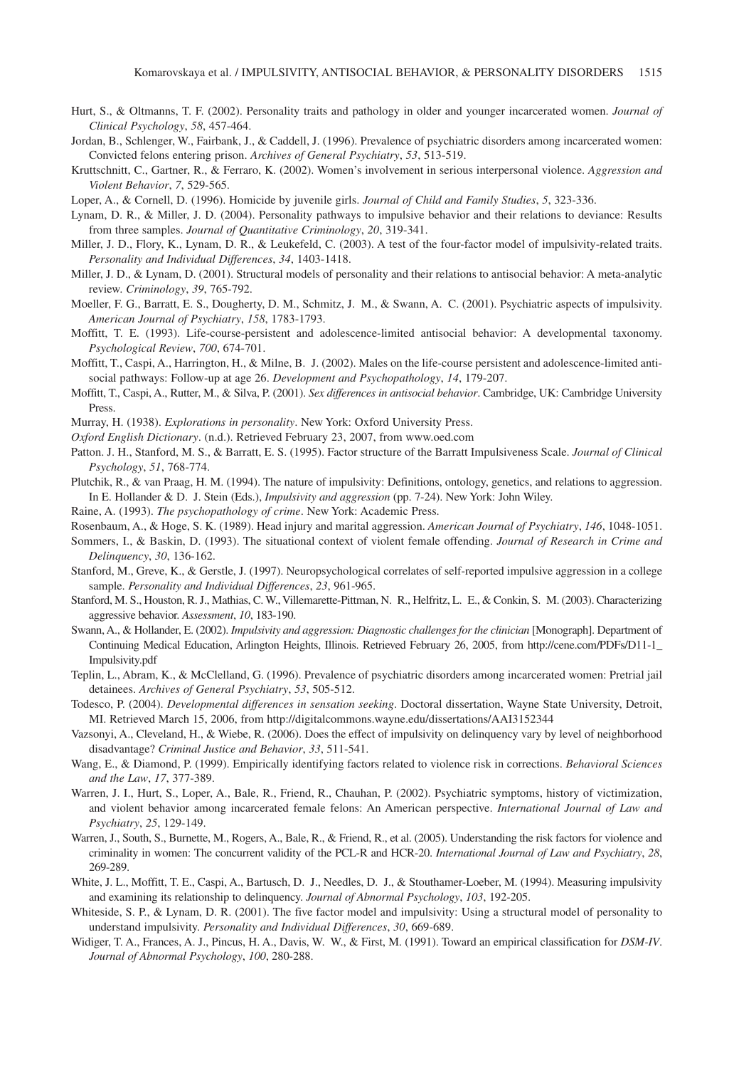Hurt, S., & Oltmanns, T. F. (2002). Personality traits and pathology in older and younger incarcerated women. *Journal of Clinical Psychology*, *58*, 457-464.

Jordan, B., Schlenger, W., Fairbank, J., & Caddell, J. (1996). Prevalence of psychiatric disorders among incarcerated women: Convicted felons entering prison. *Archives of General Psychiatry*, *53*, 513-519.

Kruttschnitt, C., Gartner, R., & Ferraro, K. (2002). Women's involvement in serious interpersonal violence. *Aggression and Violent Behavior*, *7*, 529-565.

Loper, A., & Cornell, D. (1996). Homicide by juvenile girls. *Journal of Child and Family Studies*, *5*, 323-336.

Lynam, D. R., & Miller, J. D. (2004). Personality pathways to impulsive behavior and their relations to deviance: Results from three samples. *Journal of Quantitative Criminology*, *20*, 319-341.

Miller, J. D., Flory, K., Lynam, D. R., & Leukefeld, C. (2003). A test of the four-factor model of impulsivity-related traits. *Personality and Individual Differences*, *34*, 1403-1418.

Miller, J. D., & Lynam, D. (2001). Structural models of personality and their relations to antisocial behavior: A meta-analytic review. *Criminology*, *39*, 765-792.

Moeller, F. G., Barratt, E. S., Dougherty, D. M., Schmitz, J. M., & Swann, A. C. (2001). Psychiatric aspects of impulsivity. *American Journal of Psychiatry*, *158*, 1783-1793.

Moffitt, T. E. (1993). Life-course-persistent and adolescence-limited antisocial behavior: A developmental taxonomy. *Psychological Review*, *700*, 674-701.

Moffitt, T., Caspi, A., Harrington, H., & Milne, B. J. (2002). Males on the life-course persistent and adolescence-limited antisocial pathways: Follow-up at age 26. *Development and Psychopathology*, *14*, 179-207.

Moffitt, T., Caspi, A., Rutter, M., & Silva, P. (2001). *Sex differences in antisocial behavior*. Cambridge, UK: Cambridge University Press.

Murray, H. (1938). *Explorations in personality*. New York: Oxford University Press.

*Oxford English Dictionary*. (n.d.). Retrieved February 23, 2007, from www.oed.com

Patton. J. H., Stanford, M. S., & Barratt, E. S. (1995). Factor structure of the Barratt Impulsiveness Scale. *Journal of Clinical Psychology*, *51*, 768-774.

Plutchik, R., & van Praag, H. M. (1994). The nature of impulsivity: Definitions, ontology, genetics, and relations to aggression. In E. Hollander & D. J. Stein (Eds.), *Impulsivity and aggression* (pp. 7-24). New York: John Wiley.

Raine, A. (1993). *The psychopathology of crime*. New York: Academic Press.

Rosenbaum, A., & Hoge, S. K. (1989). Head injury and marital aggression. *American Journal of Psychiatry*, *146*, 1048-1051.

Sommers, I., & Baskin, D. (1993). The situational context of violent female offending. *Journal of Research in Crime and Delinquency*, *30*, 136-162.

Stanford, M., Greve, K., & Gerstle, J. (1997). Neuropsychological correlates of self-reported impulsive aggression in a college sample. *Personality and Individual Differences*, *23*, 961-965.

Stanford, M. S., Houston, R. J., Mathias, C. W., Villemarette-Pittman, N. R., Helfritz, L. E., & Conkin, S. M. (2003). Characterizing aggressive behavior. *Assessment*, *10*, 183-190.

Swann, A., & Hollander, E. (2002). *Impulsivity and aggression: Diagnostic challenges for the clinician* [Monograph]. Department of Continuing Medical Education, Arlington Heights, Illinois. Retrieved February 26, 2005, from http://cene.com/PDFs/D11-1_Impulsivity.pdf

Teplin, L., Abram, K., & McClelland, G. (1996). Prevalence of psychiatric disorders among incarcerated women: Pretrial jail detainees. *Archives of General Psychiatry*, *53*, 505-512.

Todesco, P. (2004). *Developmental differences in sensation seeking*. Doctoral dissertation, Wayne State University, Detroit, MI. Retrieved March 15, 2006, from http://digitalcommons.wayne.edu/dissertations/AAI3152344

Vazsonyi, A., Cleveland, H., & Wiebe, R. (2006). Does the effect of impulsivity on delinquency vary by level of neighborhood disadvantage? *Criminal Justice and Behavior*, *33*, 511-541.

Wang, E., & Diamond, P. (1999). Empirically identifying factors related to violence risk in corrections. *Behavioral Sciences and the Law*, *17*, 377-389.

Warren, J. I., Hurt, S., Loper, A., Bale, R., Friend, R., Chauhan, P. (2002). Psychiatric symptoms, history of victimization, and violent behavior among incarcerated female felons: An American perspective. *International Journal of Law and Psychiatry*, *25*, 129-149.

Warren, J., South, S., Burnette, M., Rogers, A., Bale, R., & Friend, R., et al. (2005). Understanding the risk factors for violence and criminality in women: The concurrent validity of the PCL-R and HCR-20. *International Journal of Law and Psychiatry*, *28*, 269-289.

White, J. L., Moffitt, T. E., Caspi, A., Bartusch, D. J., Needles, D. J., & Stouthamer-Loeber, M. (1994). Measuring impulsivity and examining its relationship to delinquency. *Journal of Abnormal Psychology*, *103*, 192-205.

Whiteside, S. P., & Lynam, D. R. (2001). The five factor model and impulsivity: Using a structural model of personality to understand impulsivity. *Personality and Individual Differences*, *30*, 669-689.

Widiger, T. A., Frances, A. J., Pincus, H. A., Davis, W. W., & First, M. (1991). Toward an empirical classification for *DSM-IV*. *Journal of Abnormal Psychology*, *100*, 280-288.